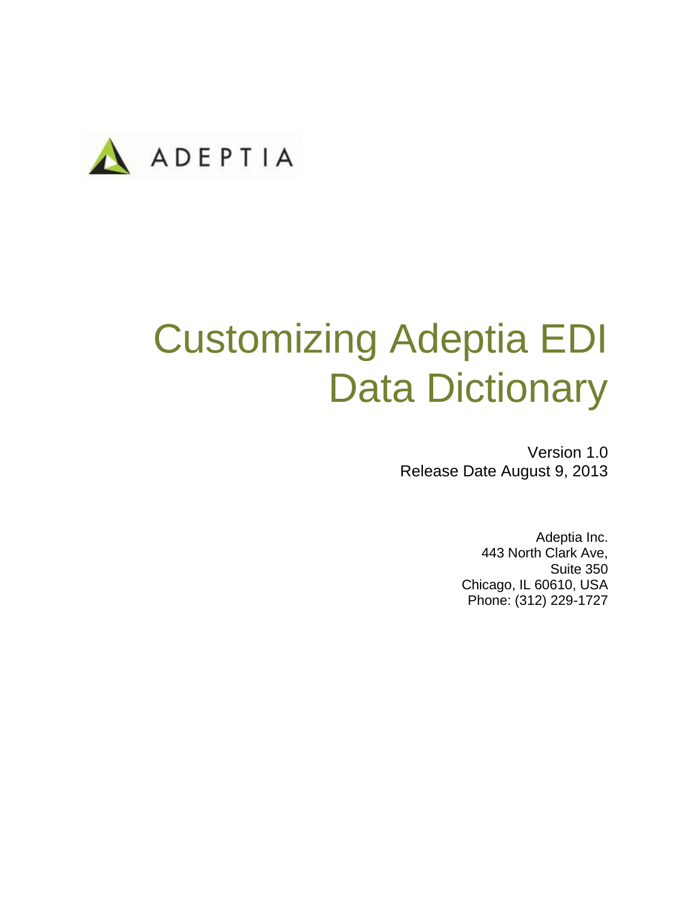ADEPTIA

# Customizing Adeptia EDI Data Dictionary

Version 1.0
Release Date August 9, 2013

Adeptia Inc.
443 North Clark Ave,
Suite 350
Chicago, IL 60610, USA
Phone: (312) 229-1727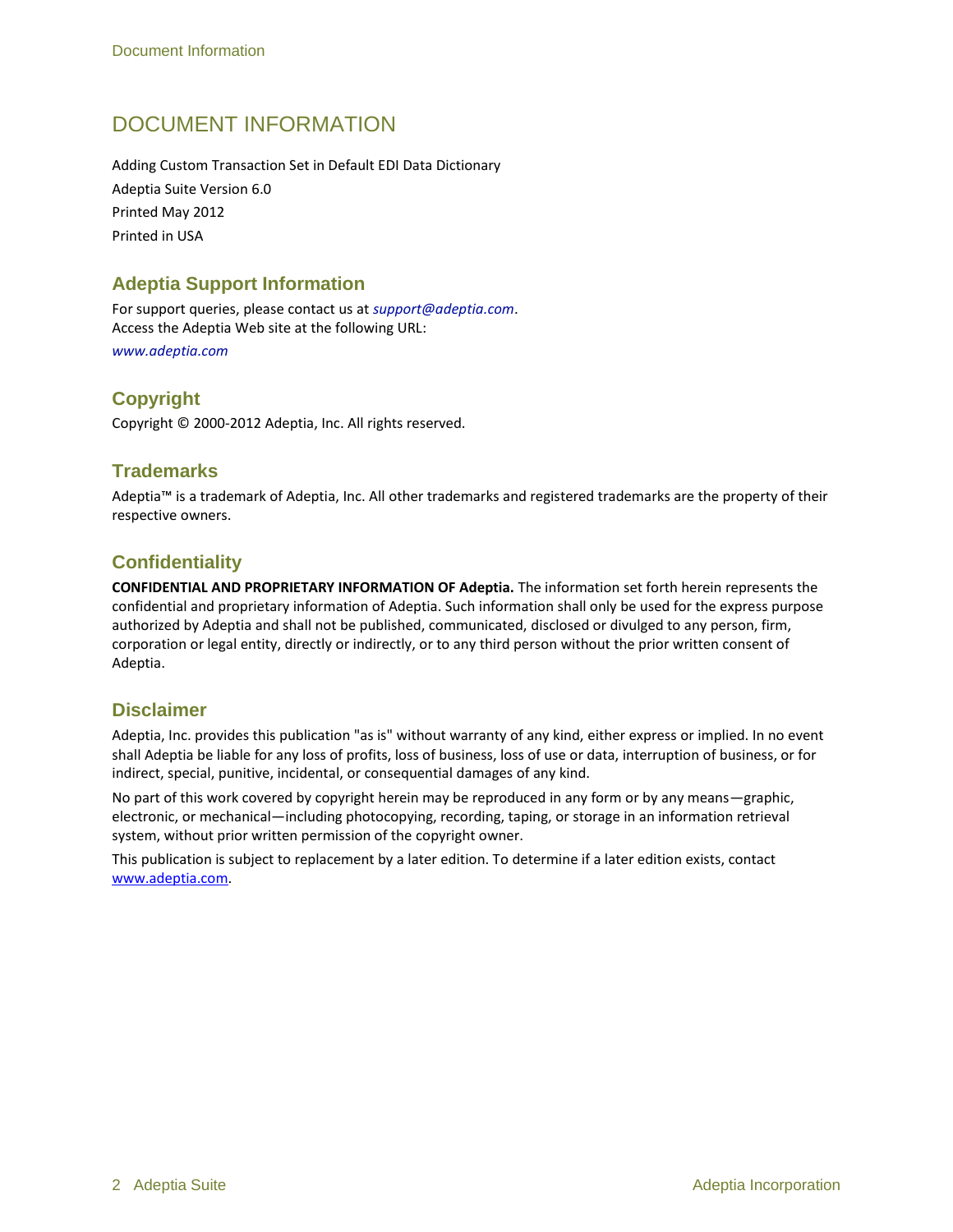# DOCUMENT INFORMATION

Adding Custom Transaction Set in Default EDI Data Dictionary

Adeptia Suite Version 6.0

Printed May 2012

Printed in USA

## Adeptia Support Information

For support queries, please contact us at *support@adeptia.com*.
Access the Adeptia Web site at the following URL:

*www.adeptia.com*

## Copyright

Copyright © 2000-2012 Adeptia, Inc. All rights reserved.

## Trademarks

Adeptia™ is a trademark of Adeptia, Inc. All other trademarks and registered trademarks are the property of their respective owners.

## Confidentiality

**CONFIDENTIAL AND PROPRIETARY INFORMATION OF Adeptia.** The information set forth herein represents the confidential and proprietary information of Adeptia. Such information shall only be used for the express purpose authorized by Adeptia and shall not be published, communicated, disclosed or divulged to any person, firm, corporation or legal entity, directly or indirectly, or to any third person without the prior written consent of Adeptia.

## Disclaimer

Adeptia, Inc. provides this publication "as is" without warranty of any kind, either express or implied. In no event shall Adeptia be liable for any loss of profits, loss of business, loss of use or data, interruption of business, or for indirect, special, punitive, incidental, or consequential damages of any kind.

No part of this work covered by copyright herein may be reproduced in any form or by any means—graphic, electronic, or mechanical—including photocopying, recording, taping, or storage in an information retrieval system, without prior written permission of the copyright owner.

This publication is subject to replacement by a later edition. To determine if a later edition exists, contact www.adeptia.com.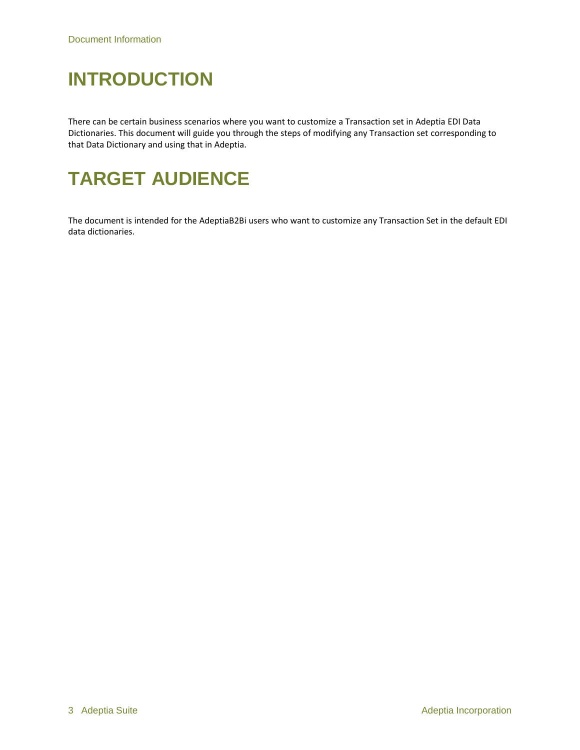# INTRODUCTION

There can be certain business scenarios where you want to customize a Transaction set in Adeptia EDI Data Dictionaries. This document will guide you through the steps of modifying any Transaction set corresponding to that Data Dictionary and using that in Adeptia.

# TARGET AUDIENCE

The document is intended for the AdeptiaB2Bi users who want to customize any Transaction Set in the default EDI data dictionaries.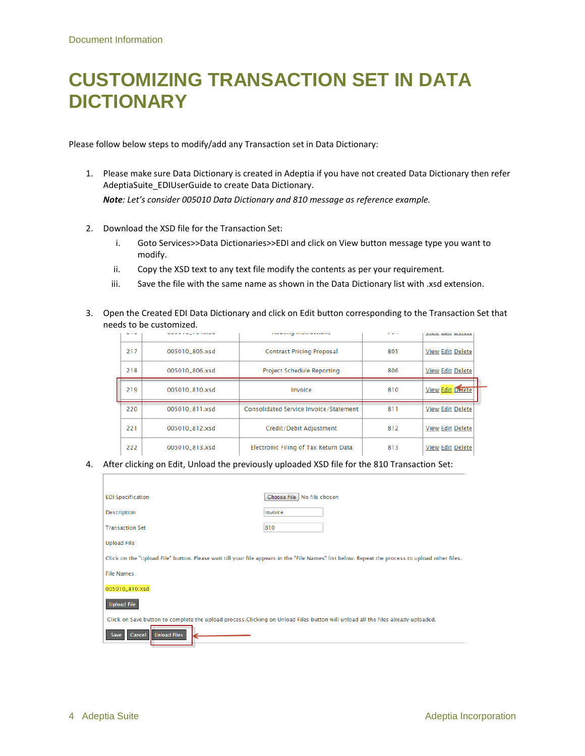# CUSTOMIZING TRANSACTION SET IN DATA DICTIONARY

Please follow below steps to modify/add any Transaction set in Data Dictionary:

1. Please make sure Data Dictionary is created in Adeptia if you have not created Data Dictionary then refer AdeptiaSuite_EDIUserGuide to create Data Dictionary.

   ***Note**: Let's consider 005010 Data Dictionary and 810 message as reference example.*

2. Download the XSD file for the Transaction Set:
   i. Goto Services>>Data Dictionaries>>EDI and click on View button message type you want to modify.
   ii. Copy the XSD text to any text file modify the contents as per your requirement.
   iii. Save the file with the same name as shown in the Data Dictionary list with .xsd extension.

3. Open the Created EDI Data Dictionary and click on Edit button corresponding to the Transaction Set that needs to be customized.

| | | | | |
|---|---|---|---|---|
| 217 | 005010_805.xsd | Contract Pricing Proposal | 805 | View Edit Delete |
| 218 | 005010_806.xsd | Project Schedule Reporting | 806 | View Edit Delete |
| 219 | 005010_810.xsd | Invoice | 810 | View Edit Delete |
| 220 | 005010_811.xsd | Consolidated Service Invoice/Statement | 811 | View Edit Delete |
| 221 | 005010_812.xsd | Credit/Debit Adjustment | 812 | View Edit Delete |
| 222 | 005010_813.xsd | Electronic Filing of Tax Return Data | 813 | View Edit Delete |

4. After clicking on Edit, Unload the previously uploaded XSD file for the 810 Transaction Set:

| | |
|---|---|
| EDI Specification | Choose File No file chosen |
| Description | Invoice |
| Transaction Set | 810 |
| Upload File | |

Click on the "Upload File" button. Please wait till your file appears in the "File Names" list below. Repeat the process to upload other files.

File Names

005010_810.xsd

Upload File

Click on Save button to complete the upload process.Clicking on Unload Files button will unload all the files already uploaded.

Save | Cancel | Unload Files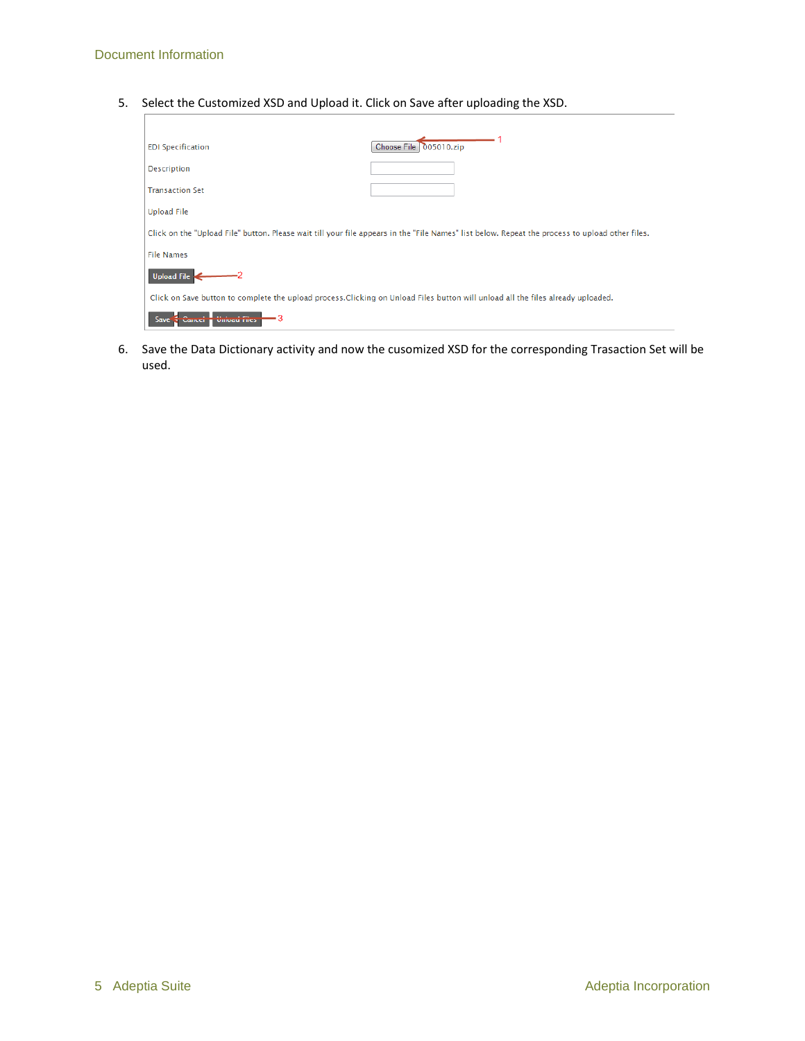5. Select the Customized XSD and Upload it. Click on Save after uploading the XSD.

EDI Specification | Choose File | 005010.zip — 1

Description

Transaction Set

Upload File

Click on the "Upload File" button. Please wait till your file appears in the "File Names" list below. Repeat the process to upload other files.

File Names

Upload File — 2

Click on Save button to complete the upload process.Clicking on Unload Files button will unload all the files already uploaded.

Save | Cancel | Unload Files — 3

6. Save the Data Dictionary activity and now the cusomized XSD for the corresponding Trasaction Set will be used.